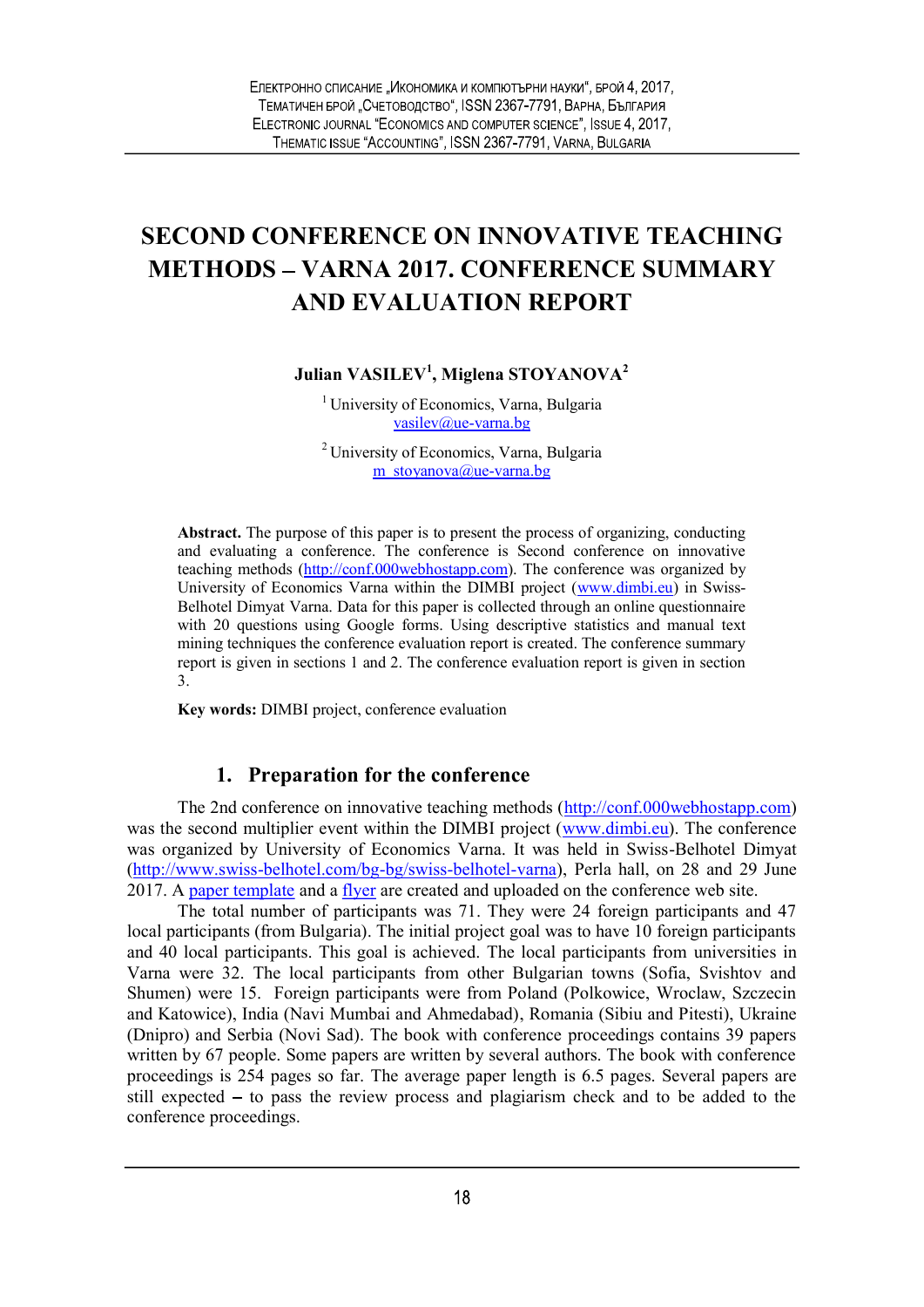# SECOND CONFERENCE ON INNOVATIVE TEACHING METHODS – VARNA 2017. CONFERENCE SUMMARY AND EVALUATION REPORT

**Julian VASILEV[1], Miglena STOYANOVA[2]**

[1] University of Economics, Varna, Bulgaria
vasilev@ue-varna.bg

[2] University of Economics, Varna, Bulgaria
m_stoyanova@ue-varna.bg

**Abstract.** The purpose of this paper is to present the process of organizing, conducting and evaluating a conference. The conference is Second conference on innovative teaching methods (http://conf.000webhostapp.com). The conference was organized by University of Economics Varna within the DIMBI project (www.dimbi.eu) in Swiss-Belhotel Dimyat Varna. Data for this paper is collected through an online questionnaire with 20 questions using Google forms. Using descriptive statistics and manual text mining techniques the conference evaluation report is created. The conference summary report is given in sections 1 and 2. The conference evaluation report is given in section 3.

**Key words:** DIMBI project, conference evaluation

## 1. Preparation for the conference

The 2nd conference on innovative teaching methods (http://conf.000webhostapp.com) was the second multiplier event within the DIMBI project (www.dimbi.eu). The conference was organized by University of Economics Varna. It was held in Swiss-Belhotel Dimyat (http://www.swiss-belhotel.com/bg-bg/swiss-belhotel-varna), Perla hall, on 28 and 29 June 2017. A paper template and a flyer are created and uploaded on the conference web site.

The total number of participants was 71. They were 24 foreign participants and 47 local participants (from Bulgaria). The initial project goal was to have 10 foreign participants and 40 local participants. This goal is achieved. The local participants from universities in Varna were 32. The local participants from other Bulgarian towns (Sofia, Svishtov and Shumen) were 15. Foreign participants were from Poland (Polkowice, Wroclaw, Szczecin and Katowice), India (Navi Mumbai and Ahmedabad), Romania (Sibiu and Pitesti), Ukraine (Dnipro) and Serbia (Novi Sad). The book with conference proceedings contains 39 papers written by 67 people. Some papers are written by several authors. The book with conference proceedings is 254 pages so far. The average paper length is 6.5 pages. Several papers are still expected – to pass the review process and plagiarism check and to be added to the conference proceedings.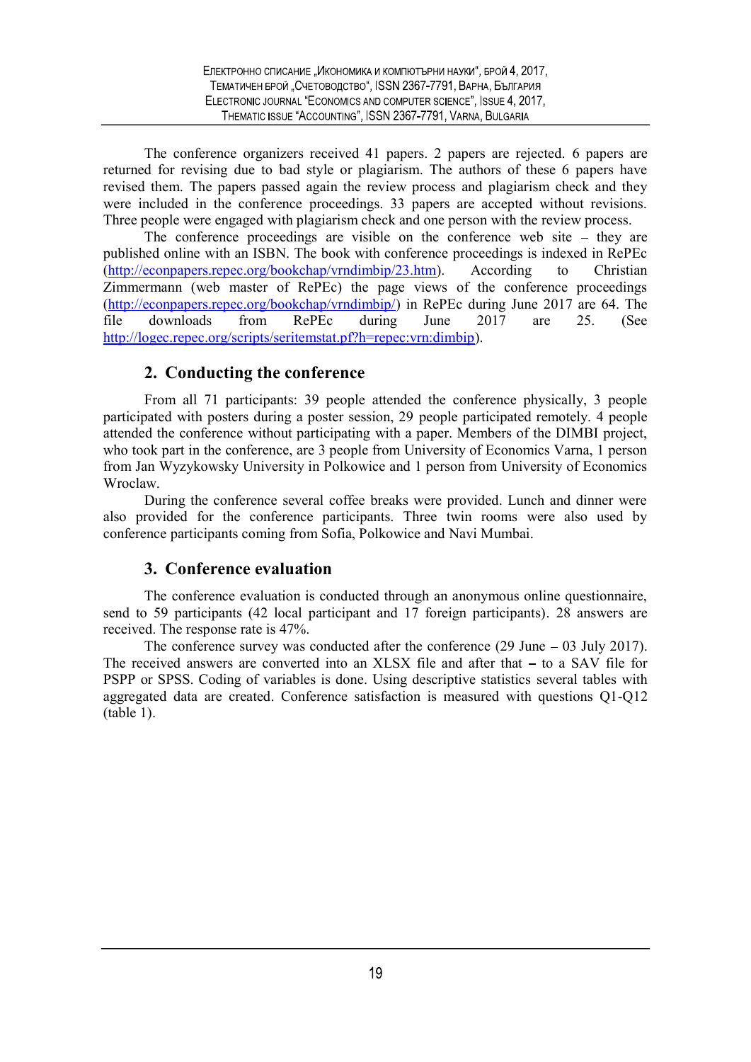The conference organizers received 41 papers. 2 papers are rejected. 6 papers are returned for revising due to bad style or plagiarism. The authors of these 6 papers have revised them. The papers passed again the review process and plagiarism check and they were included in the conference proceedings. 33 papers are accepted without revisions. Three people were engaged with plagiarism check and one person with the review process.

The conference proceedings are visible on the conference web site – they are published online with an ISBN. The book with conference proceedings is indexed in RePEc (http://econpapers.repec.org/bookchap/vrndimbip/23.htm). According to Christian Zimmermann (web master of RePEc) the page views of the conference proceedings (http://econpapers.repec.org/bookchap/vrndimbip/) in RePEc during June 2017 are 64. The file downloads from RePEc during June 2017 are 25. (See http://logec.repec.org/scripts/seritemstat.pf?h=repec:vrn:dimbip).

## 2. Conducting the conference

From all 71 participants: 39 people attended the conference physically, 3 people participated with posters during a poster session, 29 people participated remotely. 4 people attended the conference without participating with a paper. Members of the DIMBI project, who took part in the conference, are 3 people from University of Economics Varna, 1 person from Jan Wyzykowsky University in Polkowice and 1 person from University of Economics Wroclaw.

During the conference several coffee breaks were provided. Lunch and dinner were also provided for the conference participants. Three twin rooms were also used by conference participants coming from Sofia, Polkowice and Navi Mumbai.

## 3. Conference evaluation

The conference evaluation is conducted through an anonymous online questionnaire, send to 59 participants (42 local participant and 17 foreign participants). 28 answers are received. The response rate is 47%.

The conference survey was conducted after the conference (29 June – 03 July 2017). The received answers are converted into an XLSX file and after that – to a SAV file for PSPP or SPSS. Coding of variables is done. Using descriptive statistics several tables with aggregated data are created. Conference satisfaction is measured with questions Q1-Q12 (table 1).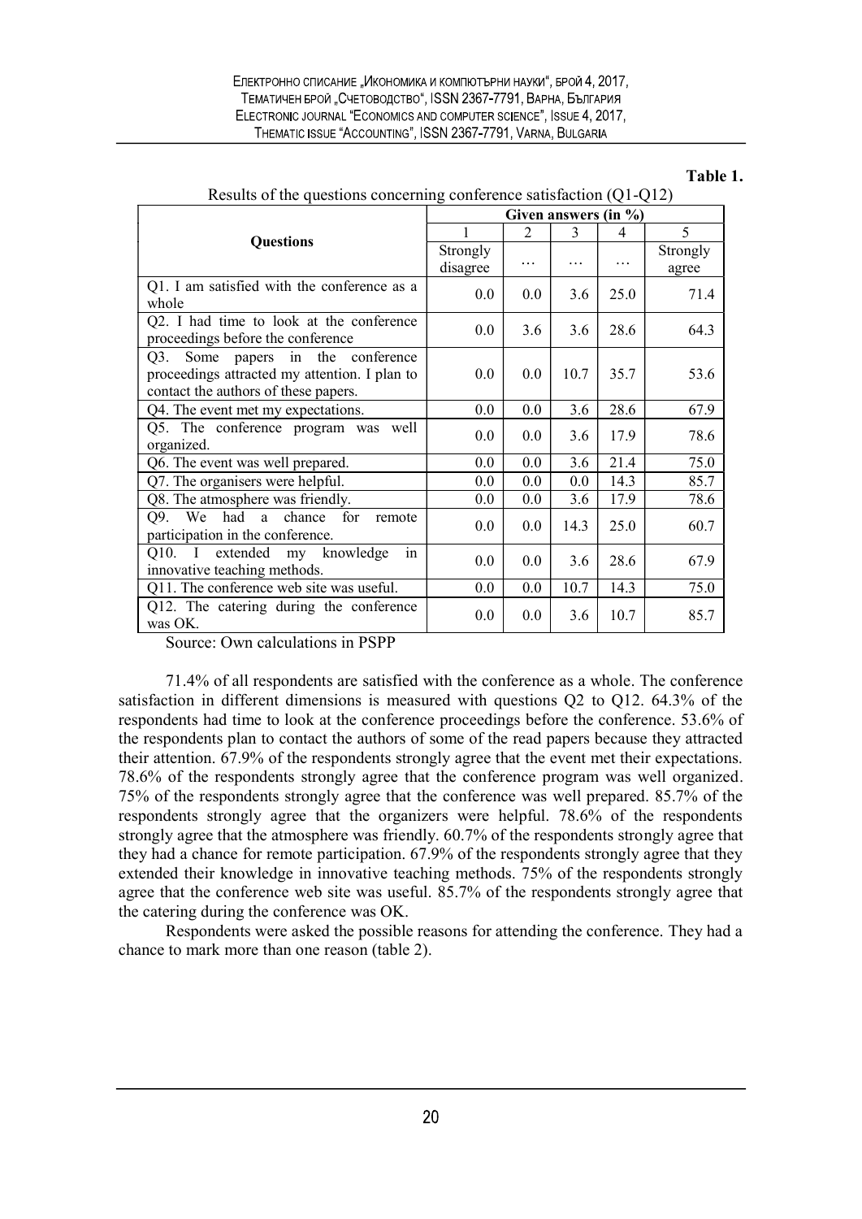**Table 1.**

Results of the questions concerning conference satisfaction (Q1-Q12)

| Questions | Given answers (in %) | | | | |
|---|---|---|---|---|---|
| | 1 | 2 | 3 | 4 | 5 |
| | Strongly disagree | … | … | … | Strongly agree |
| Q1. I am satisfied with the conference as a whole | 0.0 | 0.0 | 3.6 | 25.0 | 71.4 |
| Q2. I had time to look at the conference proceedings before the conference | 0.0 | 3.6 | 3.6 | 28.6 | 64.3 |
| Q3. Some papers in the conference proceedings attracted my attention. I plan to contact the authors of these papers. | 0.0 | 0.0 | 10.7 | 35.7 | 53.6 |
| Q4. The event met my expectations. | 0.0 | 0.0 | 3.6 | 28.6 | 67.9 |
| Q5. The conference program was well organized. | 0.0 | 0.0 | 3.6 | 17.9 | 78.6 |
| Q6. The event was well prepared. | 0.0 | 0.0 | 3.6 | 21.4 | 75.0 |
| Q7. The organisers were helpful. | 0.0 | 0.0 | 0.0 | 14.3 | 85.7 |
| Q8. The atmosphere was friendly. | 0.0 | 0.0 | 3.6 | 17.9 | 78.6 |
| Q9. We had a chance for remote participation in the conference. | 0.0 | 0.0 | 14.3 | 25.0 | 60.7 |
| Q10. I extended my knowledge in innovative teaching methods. | 0.0 | 0.0 | 3.6 | 28.6 | 67.9 |
| Q11. The conference web site was useful. | 0.0 | 0.0 | 10.7 | 14.3 | 75.0 |
| Q12. The catering during the conference was OK. | 0.0 | 0.0 | 3.6 | 10.7 | 85.7 |

Source: Own calculations in PSPP

71.4% of all respondents are satisfied with the conference as a whole. The conference satisfaction in different dimensions is measured with questions Q2 to Q12. 64.3% of the respondents had time to look at the conference proceedings before the conference. 53.6% of the respondents plan to contact the authors of some of the read papers because they attracted their attention. 67.9% of the respondents strongly agree that the event met their expectations. 78.6% of the respondents strongly agree that the conference program was well organized. 75% of the respondents strongly agree that the conference was well prepared. 85.7% of the respondents strongly agree that the organizers were helpful. 78.6% of the respondents strongly agree that the atmosphere was friendly. 60.7% of the respondents strongly agree that they had a chance for remote participation. 67.9% of the respondents strongly agree that they extended their knowledge in innovative teaching methods. 75% of the respondents strongly agree that the conference web site was useful. 85.7% of the respondents strongly agree that the catering during the conference was OK.

Respondents were asked the possible reasons for attending the conference. They had a chance to mark more than one reason (table 2).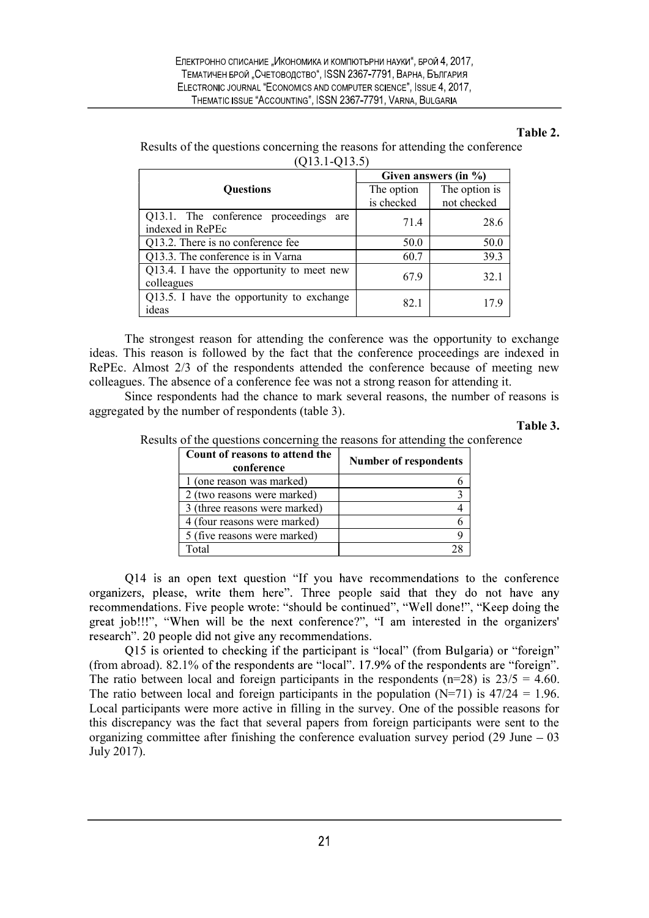**Table 2.**

Results of the questions concerning the reasons for attending the conference (Q13.1-Q13.5)

| Questions | Given answers (in %) | |
|---|---|---|
| | The option is checked | The option is not checked |
| Q13.1. The conference proceedings are indexed in RePEc | 71.4 | 28.6 |
| Q13.2. There is no conference fee | 50.0 | 50.0 |
| Q13.3. The conference is in Varna | 60.7 | 39.3 |
| Q13.4. I have the opportunity to meet new colleagues | 67.9 | 32.1 |
| Q13.5. I have the opportunity to exchange ideas | 82.1 | 17.9 |

The strongest reason for attending the conference was the opportunity to exchange ideas. This reason is followed by the fact that the conference proceedings are indexed in RePEc. Almost 2/3 of the respondents attended the conference because of meeting new colleagues. The absence of a conference fee was not a strong reason for attending it.

Since respondents had the chance to mark several reasons, the number of reasons is aggregated by the number of respondents (table 3).

**Table 3.**

Results of the questions concerning the reasons for attending the conference

| Count of reasons to attend the conference | Number of respondents |
|---|---|
| 1 (one reason was marked) | 6 |
| 2 (two reasons were marked) | 3 |
| 3 (three reasons were marked) | 4 |
| 4 (four reasons were marked) | 6 |
| 5 (five reasons were marked) | 9 |
| Total | 28 |

Q14 is an open text question "If you have recommendations to the conference organizers, please, write them here". Three people said that they do not have any recommendations. Five people wrote: "should be continued", "Well done!", "Keep doing the great job!!!", "When will be the next conference?", "I am interested in the organizers' research". 20 people did not give any recommendations.

Q15 is oriented to checking if the participant is "local" (from Bulgaria) or "foreign" (from abroad). 82.1% of the respondents are "local". 17.9% of the respondents are "foreign". The ratio between local and foreign participants in the respondents ($n=28$) is $23/5 = 4.60$. The ratio between local and foreign participants in the population ($N=71$) is $47/24 = 1.96$. Local participants were more active in filling in the survey. One of the possible reasons for this discrepancy was the fact that several papers from foreign participants were sent to the organizing committee after finishing the conference evaluation survey period (29 June – 03 July 2017).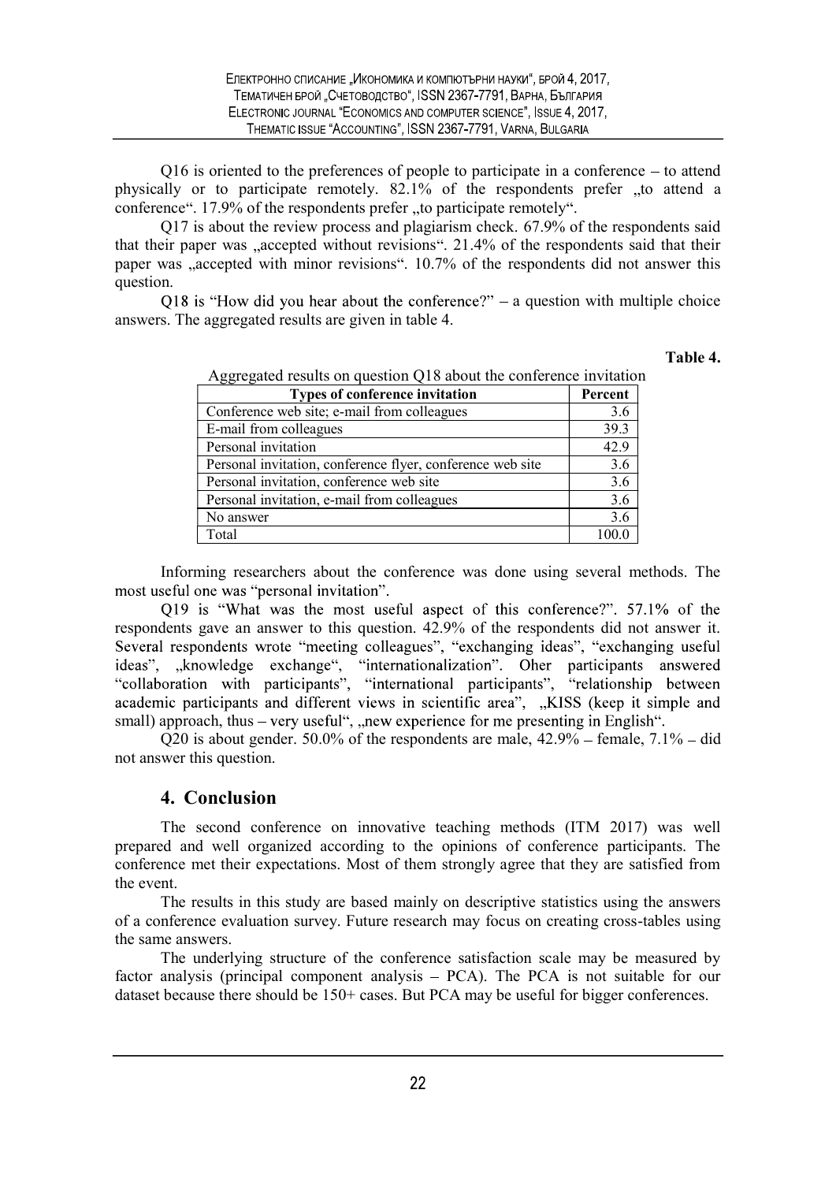Q16 is oriented to the preferences of people to participate in a conference – to attend physically or to participate remotely. 82.1% of the respondents prefer „to attend a conference". 17.9% of the respondents prefer „to participate remotely".

Q17 is about the review process and plagiarism check. 67.9% of the respondents said that their paper was „accepted without revisions". 21.4% of the respondents said that their paper was „accepted with minor revisions". 10.7% of the respondents did not answer this question.

Q18 is "How did you hear about the conference?" – a question with multiple choice answers. The aggregated results are given in table 4.

**Table 4.**

Aggregated results on question Q18 about the conference invitation

| Types of conference invitation | Percent |
|---|---|
| Conference web site; e-mail from colleagues | 3.6 |
| E-mail from colleagues | 39.3 |
| Personal invitation | 42.9 |
| Personal invitation, conference flyer, conference web site | 3.6 |
| Personal invitation, conference web site | 3.6 |
| Personal invitation, e-mail from colleagues | 3.6 |
| No answer | 3.6 |
| Total | 100.0 |

Informing researchers about the conference was done using several methods. The most useful one was "personal invitation".

Q19 is "What was the most useful aspect of this conference?". 57.1% of the respondents gave an answer to this question. 42.9% of the respondents did not answer it. Several respondents wrote "meeting colleagues", "exchanging ideas", "exchanging useful ideas", „knowledge exchange", "internationalization". Oher participants answered "collaboration with participants", "international participants", "relationship between academic participants and different views in scientific area", „KISS (keep it simple and small) approach, thus – very useful", „new experience for me presenting in English".

Q20 is about gender. 50.0% of the respondents are male, 42.9% – female, 7.1% – did not answer this question.

## 4. Conclusion

The second conference on innovative teaching methods (ITM 2017) was well prepared and well organized according to the opinions of conference participants. The conference met their expectations. Most of them strongly agree that they are satisfied from the event.

The results in this study are based mainly on descriptive statistics using the answers of a conference evaluation survey. Future research may focus on creating cross-tables using the same answers.

The underlying structure of the conference satisfaction scale may be measured by factor analysis (principal component analysis – PCA). The PCA is not suitable for our dataset because there should be 150+ cases. But PCA may be useful for bigger conferences.